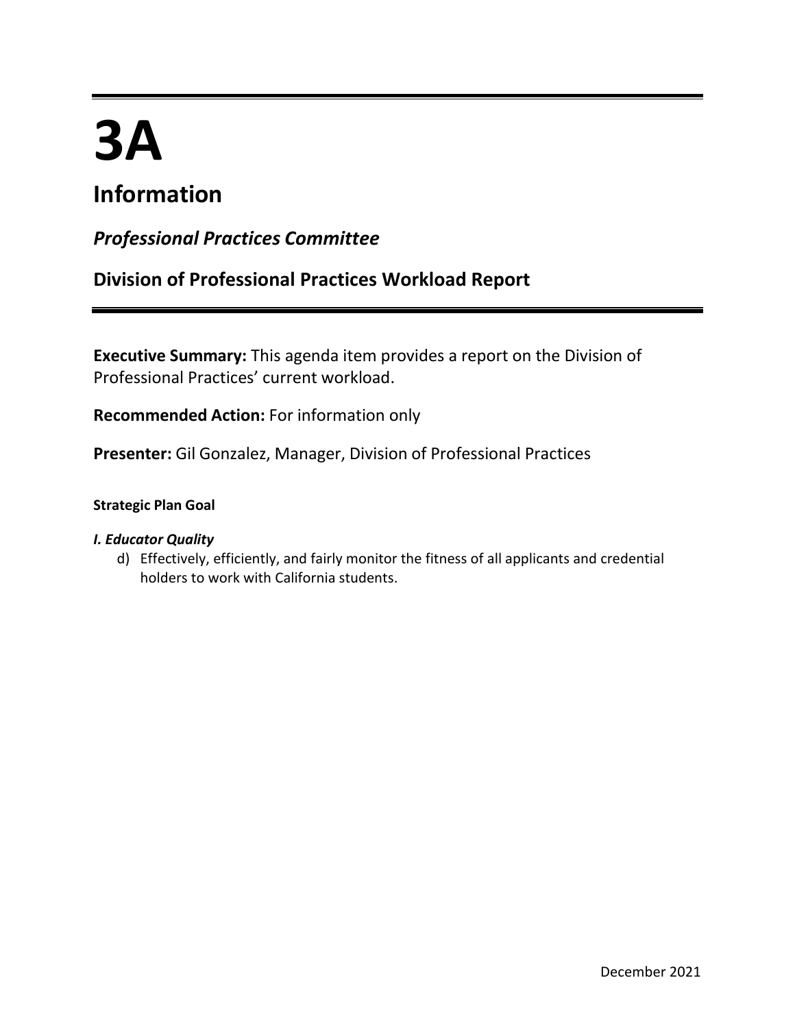# 3A

## Information

### *Professional Practices Committee*

### Division of Professional Practices Workload Report

**Executive Summary:** This agenda item provides a report on the Division of Professional Practices' current workload.

**Recommended Action:** For information only

**Presenter:** Gil Gonzalez, Manager, Division of Professional Practices

**Strategic Plan Goal**

***I. Educator Quality***

d) Effectively, efficiently, and fairly monitor the fitness of all applicants and credential holders to work with California students.

December 2021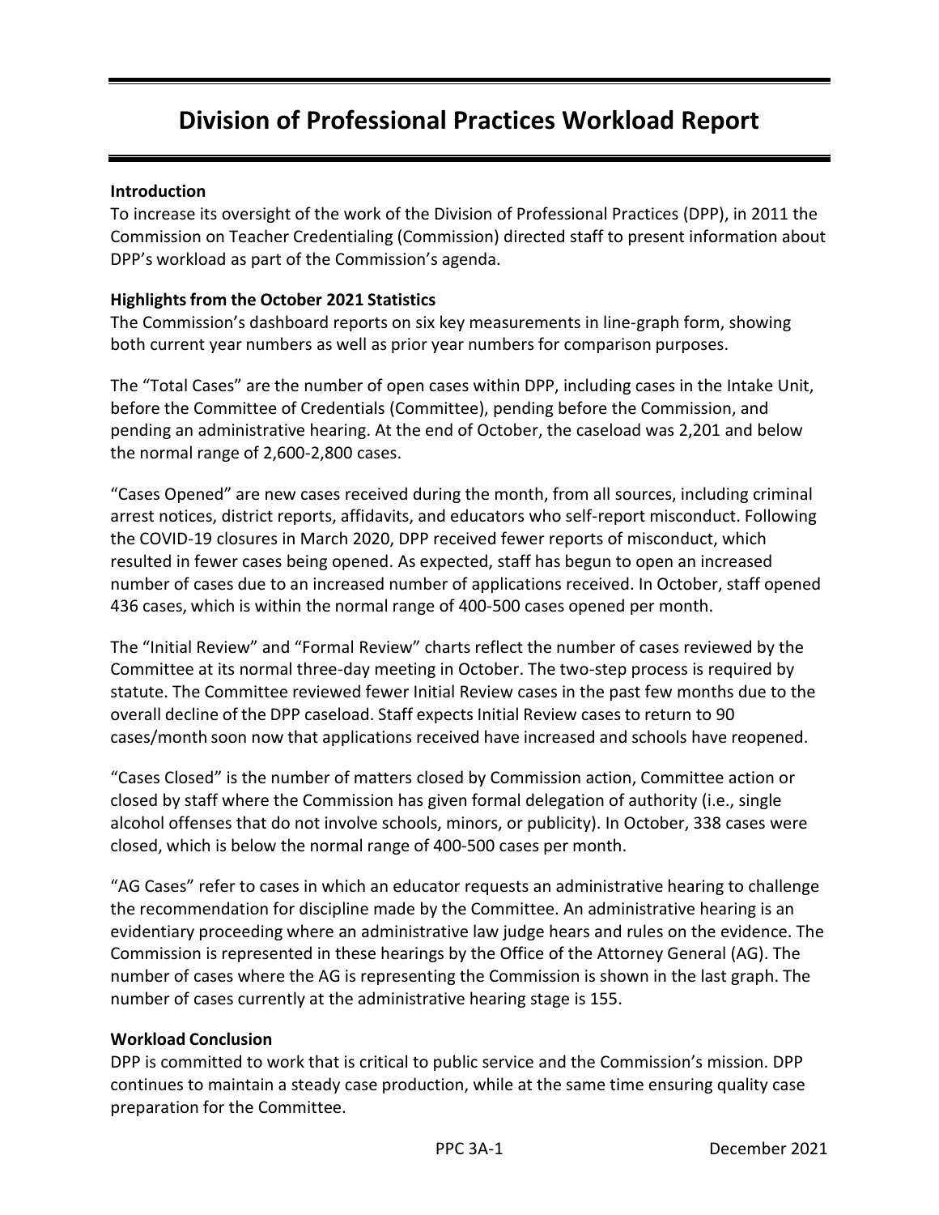# Division of Professional Practices Workload Report

**Introduction**

To increase its oversight of the work of the Division of Professional Practices (DPP), in 2011 the Commission on Teacher Credentialing (Commission) directed staff to present information about DPP's workload as part of the Commission's agenda.

**Highlights from the October 2021 Statistics**

The Commission's dashboard reports on six key measurements in line-graph form, showing both current year numbers as well as prior year numbers for comparison purposes.

The "Total Cases" are the number of open cases within DPP, including cases in the Intake Unit, before the Committee of Credentials (Committee), pending before the Commission, and pending an administrative hearing. At the end of October, the caseload was 2,201 and below the normal range of 2,600-2,800 cases.

"Cases Opened" are new cases received during the month, from all sources, including criminal arrest notices, district reports, affidavits, and educators who self-report misconduct. Following the COVID-19 closures in March 2020, DPP received fewer reports of misconduct, which resulted in fewer cases being opened. As expected, staff has begun to open an increased number of cases due to an increased number of applications received. In October, staff opened 436 cases, which is within the normal range of 400-500 cases opened per month.

The "Initial Review" and "Formal Review" charts reflect the number of cases reviewed by the Committee at its normal three-day meeting in October. The two-step process is required by statute. The Committee reviewed fewer Initial Review cases in the past few months due to the overall decline of the DPP caseload. Staff expects Initial Review cases to return to 90 cases/month soon now that applications received have increased and schools have reopened.

"Cases Closed" is the number of matters closed by Commission action, Committee action or closed by staff where the Commission has given formal delegation of authority (i.e., single alcohol offenses that do not involve schools, minors, or publicity). In October, 338 cases were closed, which is below the normal range of 400-500 cases per month.

"AG Cases" refer to cases in which an educator requests an administrative hearing to challenge the recommendation for discipline made by the Committee. An administrative hearing is an evidentiary proceeding where an administrative law judge hears and rules on the evidence. The Commission is represented in these hearings by the Office of the Attorney General (AG). The number of cases where the AG is representing the Commission is shown in the last graph. The number of cases currently at the administrative hearing stage is 155.

**Workload Conclusion**

DPP is committed to work that is critical to public service and the Commission's mission. DPP continues to maintain a steady case production, while at the same time ensuring quality case preparation for the Committee.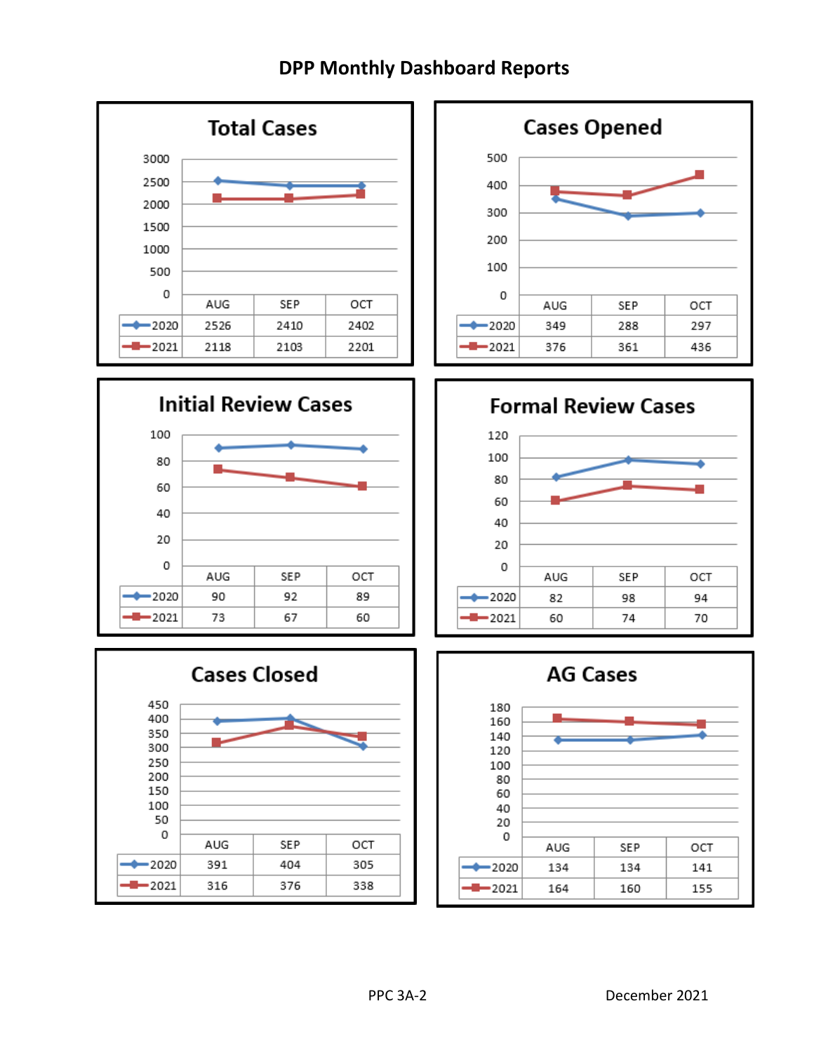# DPP Monthly Dashboard Reports

## Total Cases

3000
2500
2000
1500
1000
500
0

AUG SEP OCT
2020 2526 2410 2402
2021 2118 2103 2201

## Cases Opened

500
400
300
200
100
0

AUG SEP OCT
2020 349 288 297
2021 376 361 436

## Initial Review Cases

100
80
60
40
20
0

AUG SEP OCT
2020 90 92 89
2021 73 67 60

## Formal Review Cases

120
100
80
60
40
20
0

AUG SEP OCT
2020 82 98 94
2021 60 74 70

## Cases Closed

450
400
350
300
250
200
150
100
50
0

AUG SEP OCT
2020 391 404 305
2021 316 376 338

## AG Cases

180
160
140
120
100
80
60
40
20
0

AUG SEP OCT
2020 134 134 141
2021 164 160 155